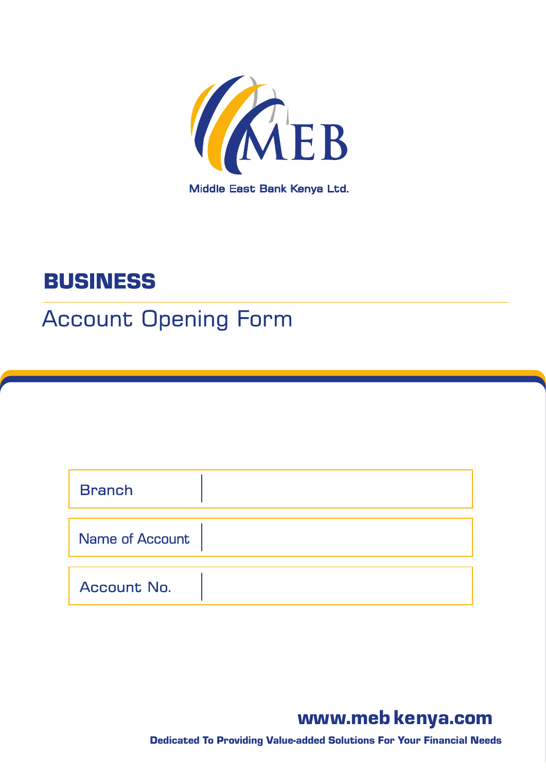MEB

Middle East Bank Kenya Ltd.

# BUSINESS

## Account Opening Form

| Branch | |
|---|---|
| Name of Account | |
| Account No. | |

**www.meb kenya.com**

**Dedicated To Providing Value-added Solutions For Your Financial Needs**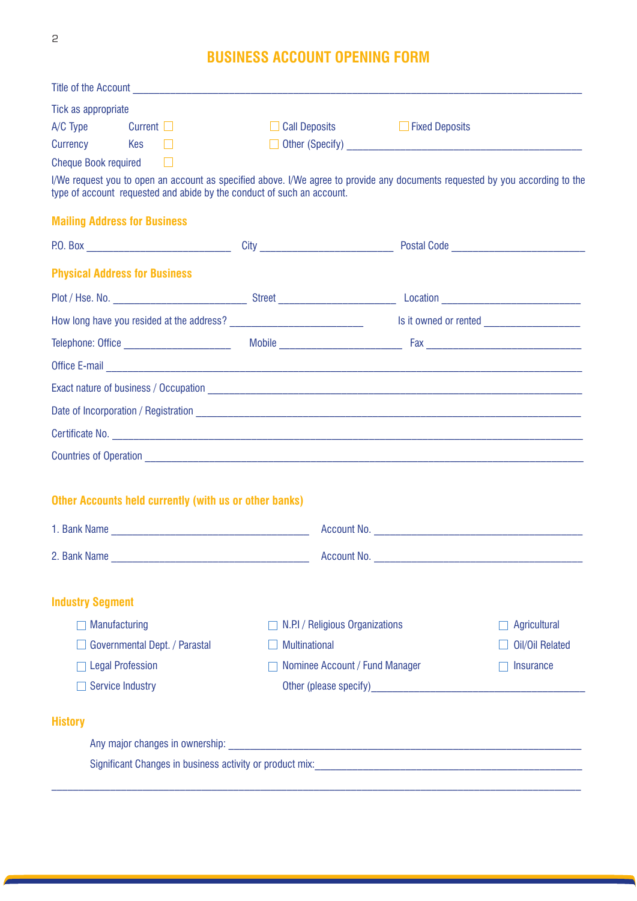# BUSINESS ACCOUNT OPENING FORM

Title of the Account ______________________________________________

Tick as appropriate

A/C Type   Current ☐   ☐ Call Deposits   ☐ Fixed Deposits

Currency   Kes ☐   ☐ Other (Specify) ______________________________

Cheque Book required ☐

I/We request you to open an account as specified above. I/We agree to provide any documents requested by you according to the type of account requested and abide by the conduct of such an account.

## Mailing Address for Business

P.O. Box ____________________ City ____________________ Postal Code ____________________

## Physical Address for Business

Plot / Hse. No. ____________________ Street ____________________ Location ____________________

How long have you resided at the address? ____________________ Is it owned or rented ____________________

Telephone: Office ____________________ Mobile ____________________ Fax ____________________

Office E-mail ______________________________________________

Exact nature of business / Occupation ______________________________________________

Date of Incorporation / Registration ______________________________________________

Certificate No. ______________________________________________

Countries of Operation ______________________________________________

## Other Accounts held currently (with us or other banks)

1. Bank Name ______________________________ Account No. ______________________________

2. Bank Name ______________________________ Account No. ______________________________

## Industry Segment

- ☐ Manufacturing
- ☐ N.P.I / Religious Organizations
- ☐ Agricultural
- ☐ Governmental Dept. / Parastal
- ☐ Multinational
- ☐ Oil/Oil Related
- ☐ Legal Profession
- ☐ Nominee Account / Fund Manager
- ☐ Insurance
- ☐ Service Industry

Other (please specify) ______________________________

## History

Any major changes in ownership: ______________________________________________

Significant Changes in business activity or product mix: ______________________________________________

______________________________________________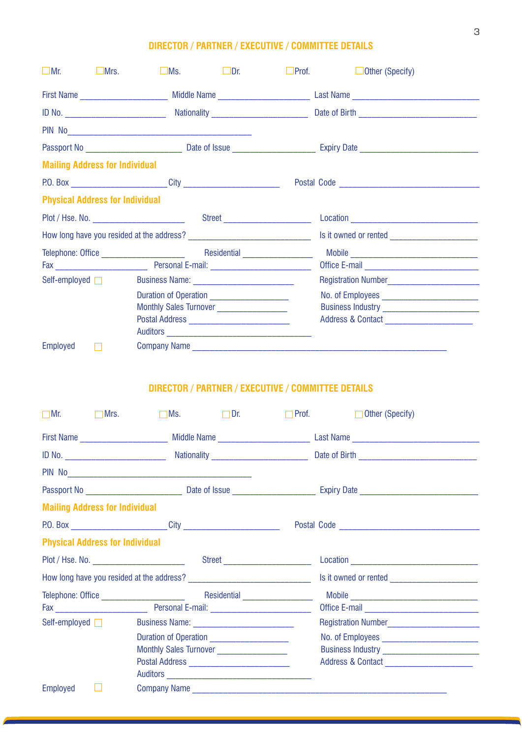## DIRECTOR / PARTNER / EXECUTIVE / COMMITTEE DETAILS

☐Mr. ☐Mrs. ☐Ms. ☐Dr. ☐Prof. ☐Other (Specify)

First Name ____________________ Middle Name ____________________ Last Name ____________________

ID No. ____________________ Nationality ____________________ Date of Birth ____________________

PIN No____________________________________________

Passport No ____________________ Date of Issue ____________________ Expiry Date ____________________

### Mailing Address for Individual

P.O. Box ____________________ City ____________________ Postal Code ____________________

### Physical Address for Individual

Plot / Hse. No. ____________________ Street ____________________ Location ____________________

How long have you resided at the address? ____________________ Is it owned or rented ____________________

Telephone: Office ____________________ Residential ____________________ Mobile ____________________

Fax ____________________ Personal E-mail: ____________________ Office E-mail ____________________

Self-employed ☐ Business Name: ____________________ Registration Number____________________

Duration of Operation ____________________ No. of Employees ____________________

Monthly Sales Turnover ____________________ Business Industry ____________________

Postal Address ____________________ Address & Contact ____________________

Auditors ____________________

Employed ☐ Company Name ____________________________________________

## DIRECTOR / PARTNER / EXECUTIVE / COMMITTEE DETAILS

☐Mr. ☐Mrs. ☐Ms. ☐Dr. ☐Prof. ☐Other (Specify)

First Name ____________________ Middle Name ____________________ Last Name ____________________

ID No. ____________________ Nationality ____________________ Date of Birth ____________________

PIN No____________________________________________

Passport No ____________________ Date of Issue ____________________ Expiry Date ____________________

### Mailing Address for Individual

P.O. Box ____________________ City ____________________ Postal Code ____________________

### Physical Address for Individual

Plot / Hse. No. ____________________ Street ____________________ Location ____________________

How long have you resided at the address? ____________________ Is it owned or rented ____________________

Telephone: Office ____________________ Residential ____________________ Mobile ____________________

Fax ____________________ Personal E-mail: ____________________ Office E-mail ____________________

Self-employed ☐ Business Name: ____________________ Registration Number____________________

Duration of Operation ____________________ No. of Employees ____________________

Monthly Sales Turnover ____________________ Business Industry ____________________

Postal Address ____________________ Address & Contact ____________________

Auditors ____________________

Employed ☐ Company Name ____________________________________________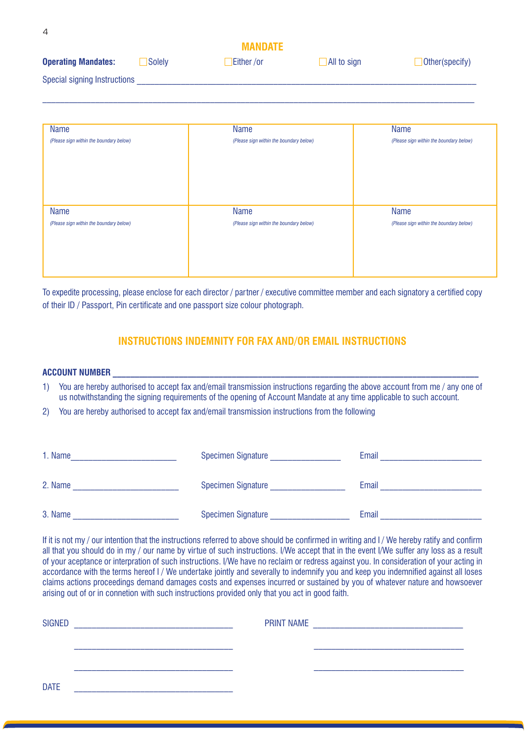## MANDATE

**Operating Mandates:** ☐ Solely ☐ Either /or ☐ All to sign ☐ Other(specify)

Special signing Instructions ________________________________________________________________________

____________________________________________________________________________________________

| Name<br>*(Please sign within the boundary below)* | Name<br>*(Please sign within the boundary below)* | Name<br>*(Please sign within the boundary below)* |
|---|---|---|
| Name<br>*(Please sign within the boundary below)* | Name<br>*(Please sign within the boundary below)* | Name<br>*(Please sign within the boundary below)* |

To expedite processing, please enclose for each director / partner / executive committee member and each signatory a certified copy of their ID / Passport, Pin certificate and one passport size colour photograph.

## INSTRUCTIONS INDEMNITY FOR FAX AND/OR EMAIL INSTRUCTIONS

**ACCOUNT NUMBER** ________________________________________________________________________

1) You are hereby authorised to accept fax and/email transmission instructions regarding the above account from me / any one of us notwithstanding the signing requirements of the opening of Account Mandate at any time applicable to such account.
2) You are hereby authorised to accept fax and/email transmission instructions from the following

1. Name________________________ Specimen Signature ________________ Email ________________________

2. Name ________________________ Specimen Signature _________________ Email ________________________

3. Name ________________________ Specimen Signature __________________ Email ________________________

If it is not my / our intention that the instructions referred to above should be confirmed in writing and I / We hereby ratify and confirm all that you should do in my / our name by virtue of such instructions. I/We accept that in the event I/We suffer any loss as a result of your aceptance or interpration of such instructions. I/We have no reclaim or redress against you. In consideration of your acting in accordance with the terms hereof I / We undertake jointly and severally to indemnify you and keep you indemnified against all loses claims actions proceedings demand damages costs and expenses incurred or sustained by you of whatever nature and howsoever arising out of or in connetion with such instructions provided only that you act in good faith.

SIGNED ____________________________________ PRINT NAME ____________________________________

____________________________________ ____________________________________

____________________________________ ____________________________________

DATE ____________________________________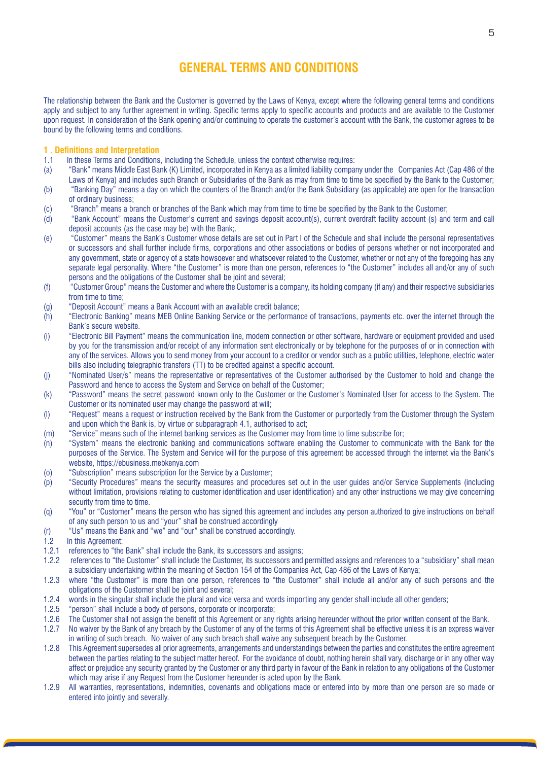# GENERAL TERMS AND CONDITIONS

The relationship between the Bank and the Customer is governed by the Laws of Kenya, except where the following general terms and conditions apply and subject to any further agreement in writing. Specific terms apply to specific accounts and products and are available to the Customer upon request. In consideration of the Bank opening and/or continuing to operate the customer's account with the Bank, the customer agrees to be bound by the following terms and conditions.

## 1 . Definitions and Interpretation

1.1 In these Terms and Conditions, including the Schedule, unless the context otherwise requires:

(a) "Bank" means Middle East Bank (K) Limited, incorporated in Kenya as a limited liability company under the Companies Act (Cap 486 of the Laws of Kenya) and includes such Branch or Subsidiaries of the Bank as may from time to time be specified by the Bank to the Customer;

(b) "Banking Day" means a day on which the counters of the Branch and/or the Bank Subsidiary (as applicable) are open for the transaction of ordinary business;

(c) "Branch" means a branch or branches of the Bank which may from time to time be specified by the Bank to the Customer;

(d) "Bank Account" means the Customer's current and savings deposit account(s), current overdraft facility account (s) and term and call deposit accounts (as the case may be) with the Bank;

(e) "Customer" means the Bank's Customer whose details are set out in Part I of the Schedule and shall include the personal representatives or successors and shall further include firms, corporations and other associations or bodies of persons whether or not incorporated and any government, state or agency of a state howsoever and whatsoever related to the Customer, whether or not any of the foregoing has any separate legal personality. Where "the Customer" is more than one person, references to "the Customer" includes all and/or any of such persons and the obligations of the Customer shall be joint and several;

(f) "Customer Group" means the Customer and where the Customer is a company, its holding company (if any) and their respective subsidiaries from time to time;

(g) "Deposit Account" means a Bank Account with an available credit balance;

(h) "Electronic Banking" means MEB Online Banking Service or the performance of transactions, payments etc. over the internet through the Bank's secure website.

(i) "Electronic Bill Payment" means the communication line, modem connection or other software, hardware or equipment provided and used by you for the transmission and/or receipt of any information sent electronically or by telephone for the purposes of or in connection with any of the services. Allows you to send money from your account to a creditor or vendor such as a public utilities, telephone, electric water bills also including telegraphic transfers (TT) to be credited against a specific account.

(j) "Nominated User/s" means the representative or representatives of the Customer authorised by the Customer to hold and change the Password and hence to access the System and Service on behalf of the Customer;

(k) "Password" means the secret password known only to the Customer or the Customer's Nominated User for access to the System. The Customer or its nominated user may change the password at will;

(l) "Request" means a request or instruction received by the Bank from the Customer or purportedly from the Customer through the System and upon which the Bank is, by virtue or subparagraph 4.1, authorised to act;

(m) "Service" means such of the internet banking services as the Customer may from time to time subscribe for;

(n) "System" means the electronic banking and communications software enabling the Customer to communicate with the Bank for the purposes of the Service. The System and Service will for the purpose of this agreement be accessed through the internet via the Bank's website, https://ebusiness.mebkenya.com

(o) "Subscription" means subscription for the Service by a Customer;

(p) "Security Procedures" means the security measures and procedures set out in the user guides and/or Service Supplements (including without limitation, provisions relating to customer identification and user identification) and any other instructions we may give concerning security from time to time.

(q) "You" or "Customer" means the person who has signed this agreement and includes any person authorized to give instructions on behalf of any such person to us and "your" shall be construed accordingly

(r) "Us" means the Bank and "we" and "our" shall be construed accordingly.

1.2 In this Agreement:

1.2.1 references to "the Bank" shall include the Bank, its successors and assigns;

1.2.2 references to "the Customer" shall include the Customer, its successors and permitted assigns and references to a "subsidiary" shall mean a subsidiary undertaking within the meaning of Section 154 of the Companies Act, Cap 486 of the Laws of Kenya;

1.2.3 where "the Customer" is more than one person, references to "the Customer" shall include all and/or any of such persons and the obligations of the Customer shall be joint and several;

1.2.4 words in the singular shall include the plural and vice versa and words importing any gender shall include all other genders;

1.2.5 "person" shall include a body of persons, corporate or incorporate;

1.2.6 The Customer shall not assign the benefit of this Agreement or any rights arising hereunder without the prior written consent of the Bank.

1.2.7 No waiver by the Bank of any breach by the Customer of any of the terms of this Agreement shall be effective unless it is an express waiver in writing of such breach. No waiver of any such breach shall waive any subsequent breach by the Customer.

1.2.8 This Agreement supersedes all prior agreements, arrangements and understandings between the parties and constitutes the entire agreement between the parties relating to the subject matter hereof. For the avoidance of doubt, nothing herein shall vary, discharge or in any other way affect or prejudice any security granted by the Customer or any third party in favour of the Bank in relation to any obligations of the Customer which may arise if any Request from the Customer hereunder is acted upon by the Bank.

1.2.9 All warranties, representations, indemnities, covenants and obligations made or entered into by more than one person are so made or entered into jointly and severally.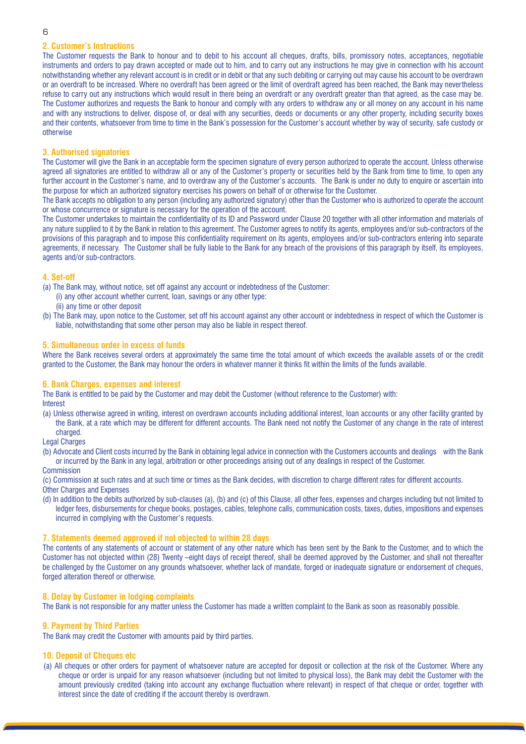## 2. Customer's Instructions

The Customer requests the Bank to honour and to debit to his account all cheques, drafts, bills, promissory notes, acceptances, negotiable instruments and orders to pay drawn accepted or made out to him, and to carry out any instructions he may give in connection with his account notwithstanding whether any relevant account is in credit or in debit or that any such debiting or carrying out may cause his account to be overdrawn or an overdraft to be increased. Where no overdraft has been agreed or the limit of overdraft agreed has been reached, the Bank may nevertheless refuse to carry out any instructions which would result in there being an overdraft or any overdraft greater than that agreed, as the case may be. The Customer authorizes and requests the Bank to honour and comply with any orders to withdraw any or all money on any account in his name and with any instructions to deliver, dispose of, or deal with any securities, deeds or documents or any other property, including security boxes and their contents, whatsoever from time to time in the Bank's possession for the Customer's account whether by way of security, safe custody or otherwise

## 3. Authorised signatories

The Customer will give the Bank in an acceptable form the specimen signature of every person authorized to operate the account. Unless otherwise agreed all signatories are entitled to withdraw all or any of the Customer's property or securities held by the Bank from time to time, to open any further account in the Customer's name, and to overdraw any of the Customer's accounts. The Bank is under no duty to enquire or ascertain into the purpose for which an authorized signatory exercises his powers on behalf of or otherwise for the Customer.

The Bank accepts no obligation to any person (including any authorized signatory) other than the Customer who is authorized to operate the account or whose concurrence or signature is necessary for the operation of the account.

The Customer undertakes to maintain the confidentiality of its ID and Password under Clause 20 together with all other information and materials of any nature supplied to it by the Bank in relation to this agreement. The Customer agrees to notify its agents, employees and/or sub-contractors of the provisions of this paragraph and to impose this confidentiality requirement on its agents, employees and/or sub-contractors entering into separate agreements, if necessary. The Customer shall be fully liable to the Bank for any breach of the provisions of this paragraph by itself, its employees, agents and/or sub-contractors.

## 4. Set-off

(a) The Bank may, without notice, set off against any account or indebtedness of the Customer:
   (i) any other account whether current, loan, savings or any other type:
   (ii) any time or other deposit

(b) The Bank may, upon notice to the Customer, set off his account against any other account or indebtedness in respect of which the Customer is liable, notwithstanding that some other person may also be liable in respect thereof.

## 5. Simultaneous order in excess of funds

Where the Bank receives several orders at approximately the same time the total amount of which exceeds the available assets of or the credit granted to the Customer, the Bank may honour the orders in whatever manner it thinks fit within the limits of the funds available.

## 6. Bank Charges, expenses and interest

The Bank is entitled to be paid by the Customer and may debit the Customer (without reference to the Customer) with:

Interest

(a) Unless otherwise agreed in writing, interest on overdrawn accounts including additional interest, loan accounts or any other facility granted by the Bank, at a rate which may be different for different accounts. The Bank need not notify the Customer of any change in the rate of interest charged.

Legal Charges

(b) Advocate and Client costs incurred by the Bank in obtaining legal advice in connection with the Customers accounts and dealings with the Bank or incurred by the Bank in any legal, arbitration or other proceedings arising out of any dealings in respect of the Customer.

Commission

(c) Commission at such rates and at such time or times as the Bank decides, with discretion to charge different rates for different accounts.

Other Charges and Expenses

(d) In addition to the debits authorized by sub-clauses (a), (b) and (c) of this Clause, all other fees, expenses and charges including but not limited to ledger fees, disbursements for cheque books, postages, cables, telephone calls, communication costs, taxes, duties, impositions and expenses incurred in complying with the Customer's requests.

## 7. Statements deemed approved if not objected to within 28 days

The contents of any statements of account or statement of any other nature which has been sent by the Bank to the Customer, and to which the Customer has not objected within (28) Twenty –eight days of receipt thereof, shall be deemed approved by the Customer, and shall not thereafter be challenged by the Customer on any grounds whatsoever, whether lack of mandate, forged or inadequate signature or endorsement of cheques, forged alteration thereof or otherwise.

## 8. Delay by Customer in lodging complaints

The Bank is not responsible for any matter unless the Customer has made a written complaint to the Bank as soon as reasonably possible.

## 9. Payment by Third Parties

The Bank may credit the Customer with amounts paid by third parties.

## 10. Deposit of Cheques etc

(a) All cheques or other orders for payment of whatsoever nature are accepted for deposit or collection at the risk of the Customer. Where any cheque or order is unpaid for any reason whatsoever (including but not limited to physical loss), the Bank may debit the Customer with the amount previously credited (taking into account any exchange fluctuation where relevant) in respect of that cheque or order, together with interest since the date of crediting if the account thereby is overdrawn.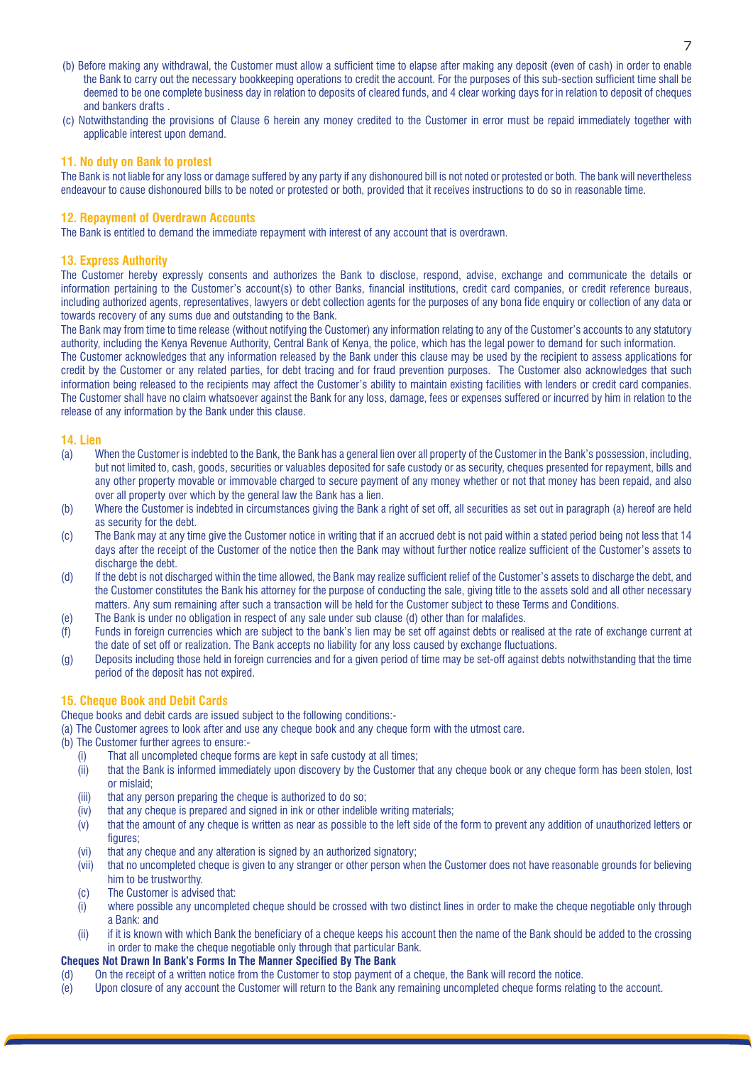(b) Before making any withdrawal, the Customer must allow a sufficient time to elapse after making any deposit (even of cash) in order to enable the Bank to carry out the necessary bookkeeping operations to credit the account. For the purposes of this sub-section sufficient time shall be deemed to be one complete business day in relation to deposits of cleared funds, and 4 clear working days for in relation to deposit of cheques and bankers drafts .

(c) Notwithstanding the provisions of Clause 6 herein any money credited to the Customer in error must be repaid immediately together with applicable interest upon demand.

### 11. No duty on Bank to protest

The Bank is not liable for any loss or damage suffered by any party if any dishonoured bill is not noted or protested or both. The bank will nevertheless endeavour to cause dishonoured bills to be noted or protested or both, provided that it receives instructions to do so in reasonable time.

### 12. Repayment of Overdrawn Accounts

The Bank is entitled to demand the immediate repayment with interest of any account that is overdrawn.

### 13. Express Authority

The Customer hereby expressly consents and authorizes the Bank to disclose, respond, advise, exchange and communicate the details or information pertaining to the Customer's account(s) to other Banks, financial institutions, credit card companies, or credit reference bureaus, including authorized agents, representatives, lawyers or debt collection agents for the purposes of any bona fide enquiry or collection of any data or towards recovery of any sums due and outstanding to the Bank.

The Bank may from time to time release (without notifying the Customer) any information relating to any of the Customer's accounts to any statutory authority, including the Kenya Revenue Authority, Central Bank of Kenya, the police, which has the legal power to demand for such information.

The Customer acknowledges that any information released by the Bank under this clause may be used by the recipient to assess applications for credit by the Customer or any related parties, for debt tracing and for fraud prevention purposes. The Customer also acknowledges that such information being released to the recipients may affect the Customer's ability to maintain existing facilities with lenders or credit card companies. The Customer shall have no claim whatsoever against the Bank for any loss, damage, fees or expenses suffered or incurred by him in relation to the release of any information by the Bank under this clause.

### 14. Lien

(a) When the Customer is indebted to the Bank, the Bank has a general lien over all property of the Customer in the Bank's possession, including, but not limited to, cash, goods, securities or valuables deposited for safe custody or as security, cheques presented for repayment, bills and any other property movable or immovable charged to secure payment of any money whether or not that money has been repaid, and also over all property over which by the general law the Bank has a lien.

(b) Where the Customer is indebted in circumstances giving the Bank a right of set off, all securities as set out in paragraph (a) hereof are held as security for the debt.

(c) The Bank may at any time give the Customer notice in writing that if an accrued debt is not paid within a stated period being not less that 14 days after the receipt of the Customer of the notice then the Bank may without further notice realize sufficient of the Customer's assets to discharge the debt.

(d) If the debt is not discharged within the time allowed, the Bank may realize sufficient relief of the Customer's assets to discharge the debt, and the Customer constitutes the Bank his attorney for the purpose of conducting the sale, giving title to the assets sold and all other necessary matters. Any sum remaining after such a transaction will be held for the Customer subject to these Terms and Conditions.

(e) The Bank is under no obligation in respect of any sale under sub clause (d) other than for malafides.

(f) Funds in foreign currencies which are subject to the bank's lien may be set off against debts or realised at the rate of exchange current at the date of set off or realization. The Bank accepts no liability for any loss caused by exchange fluctuations.

(g) Deposits including those held in foreign currencies and for a given period of time may be set-off against debts notwithstanding that the time period of the deposit has not expired.

### 15. Cheque Book and Debit Cards

Cheque books and debit cards are issued subject to the following conditions:-

(a) The Customer agrees to look after and use any cheque book and any cheque form with the utmost care.

(b) The Customer further agrees to ensure:-

- (i) That all uncompleted cheque forms are kept in safe custody at all times;
- (ii) that the Bank is informed immediately upon discovery by the Customer that any cheque book or any cheque form has been stolen, lost or mislaid;
- (iii) that any person preparing the cheque is authorized to do so;
- (iv) that any cheque is prepared and signed in ink or other indelible writing materials;
- (v) that the amount of any cheque is written as near as possible to the left side of the form to prevent any addition of unauthorized letters or figures;
- (vi) that any cheque and any alteration is signed by an authorized signatory;
- (vii) that no uncompleted cheque is given to any stranger or other person when the Customer does not have reasonable grounds for believing him to be trustworthy.

(c) The Customer is advised that:

- (i) where possible any uncompleted cheque should be crossed with two distinct lines in order to make the cheque negotiable only through a Bank: and
- (ii) if it is known with which Bank the beneficiary of a cheque keeps his account then the name of the Bank should be added to the crossing in order to make the cheque negotiable only through that particular Bank.

**Cheques Not Drawn In Bank's Forms In The Manner Specified By The Bank**

(d) On the receipt of a written notice from the Customer to stop payment of a cheque, the Bank will record the notice.

(e) Upon closure of any account the Customer will return to the Bank any remaining uncompleted cheque forms relating to the account.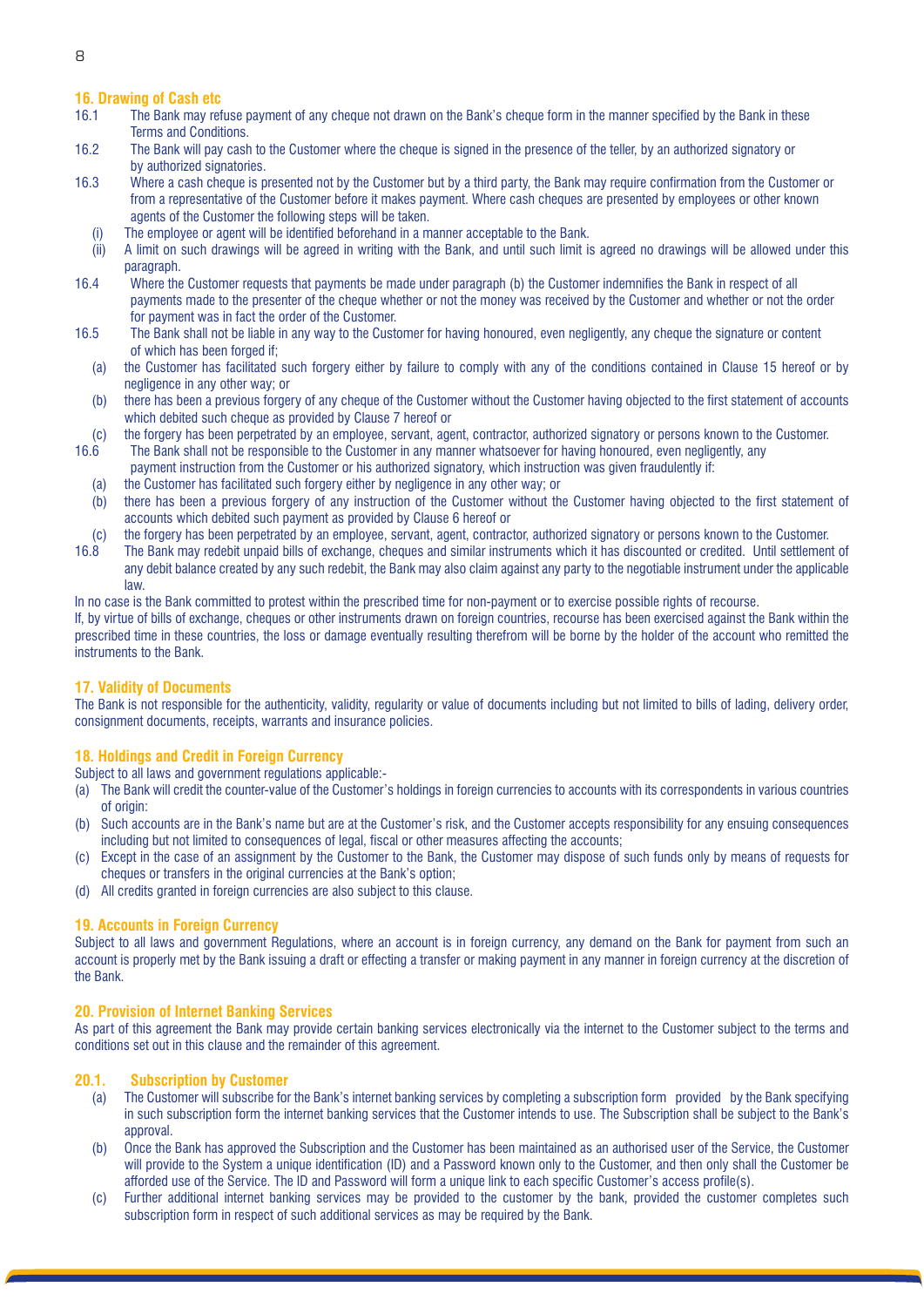## 16. Drawing of Cash etc

16.1 The Bank may refuse payment of any cheque not drawn on the Bank's cheque form in the manner specified by the Bank in these Terms and Conditions.

16.2 The Bank will pay cash to the Customer where the cheque is signed in the presence of the teller, by an authorized signatory or by authorized signatories.

16.3 Where a cash cheque is presented not by the Customer but by a third party, the Bank may require confirmation from the Customer or from a representative of the Customer before it makes payment. Where cash cheques are presented by employees or other known agents of the Customer the following steps will be taken.

- (i) The employee or agent will be identified beforehand in a manner acceptable to the Bank.
- (ii) A limit on such drawings will be agreed in writing with the Bank, and until such limit is agreed no drawings will be allowed under this paragraph.

16.4 Where the Customer requests that payments be made under paragraph (b) the Customer indemnifies the Bank in respect of all payments made to the presenter of the cheque whether or not the money was received by the Customer and whether or not the order for payment was in fact the order of the Customer.

16.5 The Bank shall not be liable in any way to the Customer for having honoured, even negligently, any cheque the signature or content of which has been forged if;

- (a) the Customer has facilitated such forgery either by failure to comply with any of the conditions contained in Clause 15 hereof or by negligence in any other way; or
- (b) there has been a previous forgery of any cheque of the Customer without the Customer having objected to the first statement of accounts which debited such cheque as provided by Clause 7 hereof or
- (c) the forgery has been perpetrated by an employee, servant, agent, contractor, authorized signatory or persons known to the Customer.

16.6 The Bank shall not be responsible to the Customer in any manner whatsoever for having honoured, even negligently, any payment instruction from the Customer or his authorized signatory, which instruction was given fraudulently if:

- (a) the Customer has facilitated such forgery either by negligence in any other way; or
- (b) there has been a previous forgery of any instruction of the Customer without the Customer having objected to the first statement of accounts which debited such payment as provided by Clause 6 hereof or
- (c) the forgery has been perpetrated by an employee, servant, agent, contractor, authorized signatory or persons known to the Customer.

16.8 The Bank may redebit unpaid bills of exchange, cheques and similar instruments which it has discounted or credited. Until settlement of any debit balance created by any such redebit, the Bank may also claim against any party to the negotiable instrument under the applicable law.

In no case is the Bank committed to protest within the prescribed time for non-payment or to exercise possible rights of recourse.

If, by virtue of bills of exchange, cheques or other instruments drawn on foreign countries, recourse has been exercised against the Bank within the prescribed time in these countries, the loss or damage eventually resulting therefrom will be borne by the holder of the account who remitted the instruments to the Bank.

## 17. Validity of Documents

The Bank is not responsible for the authenticity, validity, regularity or value of documents including but not limited to bills of lading, delivery order, consignment documents, receipts, warrants and insurance policies.

## 18. Holdings and Credit in Foreign Currency

Subject to all laws and government regulations applicable:-

- (a) The Bank will credit the counter-value of the Customer's holdings in foreign currencies to accounts with its correspondents in various countries of origin:
- (b) Such accounts are in the Bank's name but are at the Customer's risk, and the Customer accepts responsibility for any ensuing consequences including but not limited to consequences of legal, fiscal or other measures affecting the accounts;
- (c) Except in the case of an assignment by the Customer to the Bank, the Customer may dispose of such funds only by means of requests for cheques or transfers in the original currencies at the Bank's option;
- (d) All credits granted in foreign currencies are also subject to this clause.

## 19. Accounts in Foreign Currency

Subject to all laws and government Regulations, where an account is in foreign currency, any demand on the Bank for payment from such an account is properly met by the Bank issuing a draft or effecting a transfer or making payment in any manner in foreign currency at the discretion of the Bank.

## 20. Provision of Internet Banking Services

As part of this agreement the Bank may provide certain banking services electronically via the internet to the Customer subject to the terms and conditions set out in this clause and the remainder of this agreement.

### 20.1. Subscription by Customer

- (a) The Customer will subscribe for the Bank's internet banking services by completing a subscription form provided by the Bank specifying in such subscription form the internet banking services that the Customer intends to use. The Subscription shall be subject to the Bank's approval.
- (b) Once the Bank has approved the Subscription and the Customer has been maintained as an authorised user of the Service, the Customer will provide to the System a unique identification (ID) and a Password known only to the Customer, and then only shall the Customer be afforded use of the Service. The ID and Password will form a unique link to each specific Customer's access profile(s).
- (c) Further additional internet banking services may be provided to the customer by the bank, provided the customer completes such subscription form in respect of such additional services as may be required by the Bank.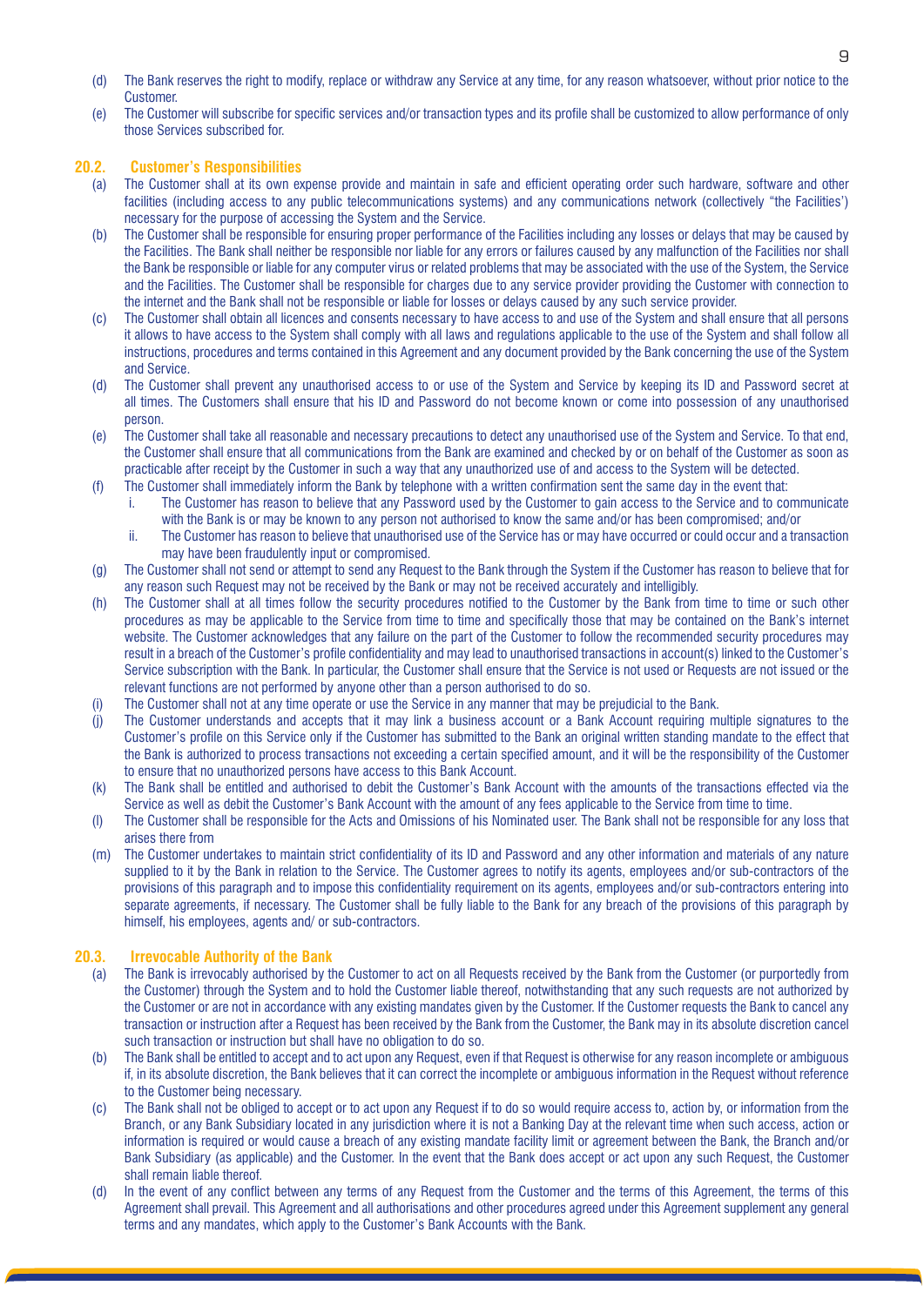(d) The Bank reserves the right to modify, replace or withdraw any Service at any time, for any reason whatsoever, without prior notice to the Customer.

(e) The Customer will subscribe for specific services and/or transaction types and its profile shall be customized to allow performance of only those Services subscribed for.

### 20.2. Customer's Responsibilities

(a) The Customer shall at its own expense provide and maintain in safe and efficient operating order such hardware, software and other facilities (including access to any public telecommunications systems) and any communications network (collectively "the Facilities') necessary for the purpose of accessing the System and the Service.

(b) The Customer shall be responsible for ensuring proper performance of the Facilities including any losses or delays that may be caused by the Facilities. The Bank shall neither be responsible nor liable for any errors or failures caused by any malfunction of the Facilities nor shall the Bank be responsible or liable for any computer virus or related problems that may be associated with the use of the System, the Service and the Facilities. The Customer shall be responsible for charges due to any service provider providing the Customer with connection to the internet and the Bank shall not be responsible or liable for losses or delays caused by any such service provider.

(c) The Customer shall obtain all licences and consents necessary to have access to and use of the System and shall ensure that all persons it allows to have access to the System shall comply with all laws and regulations applicable to the use of the System and shall follow all instructions, procedures and terms contained in this Agreement and any document provided by the Bank concerning the use of the System and Service.

(d) The Customer shall prevent any unauthorised access to or use of the System and Service by keeping its ID and Password secret at all times. The Customers shall ensure that his ID and Password do not become known or come into possession of any unauthorised person.

(e) The Customer shall take all reasonable and necessary precautions to detect any unauthorised use of the System and Service. To that end, the Customer shall ensure that all communications from the Bank are examined and checked by or on behalf of the Customer as soon as practicable after receipt by the Customer in such a way that any unauthorized use of and access to the System will be detected.

(f) The Customer shall immediately inform the Bank by telephone with a written confirmation sent the same day in the event that:
   i. The Customer has reason to believe that any Password used by the Customer to gain access to the Service and to communicate with the Bank is or may be known to any person not authorised to know the same and/or has been compromised; and/or
   ii. The Customer has reason to believe that unauthorised use of the Service has or may have occurred or could occur and a transaction may have been fraudulently input or compromised.

(g) The Customer shall not send or attempt to send any Request to the Bank through the System if the Customer has reason to believe that for any reason such Request may not be received by the Bank or may not be received accurately and intelligibly.

(h) The Customer shall at all times follow the security procedures notified to the Customer by the Bank from time to time or such other procedures as may be applicable to the Service from time to time and specifically those that may be contained on the Bank's internet website. The Customer acknowledges that any failure on the part of the Customer to follow the recommended security procedures may result in a breach of the Customer's profile confidentiality and may lead to unauthorised transactions in account(s) linked to the Customer's Service subscription with the Bank. In particular, the Customer shall ensure that the Service is not used or Requests are not issued or the relevant functions are not performed by anyone other than a person authorised to do so.

(i) The Customer shall not at any time operate or use the Service in any manner that may be prejudicial to the Bank.

(j) The Customer understands and accepts that it may link a business account or a Bank Account requiring multiple signatures to the Customer's profile on this Service only if the Customer has submitted to the Bank an original written standing mandate to the effect that the Bank is authorized to process transactions not exceeding a certain specified amount, and it will be the responsibility of the Customer to ensure that no unauthorized persons have access to this Bank Account.

(k) The Bank shall be entitled and authorised to debit the Customer's Bank Account with the amounts of the transactions effected via the Service as well as debit the Customer's Bank Account with the amount of any fees applicable to the Service from time to time.

(l) The Customer shall be responsible for the Acts and Omissions of his Nominated user. The Bank shall not be responsible for any loss that arises there from

(m) The Customer undertakes to maintain strict confidentiality of its ID and Password and any other information and materials of any nature supplied to it by the Bank in relation to the Service. The Customer agrees to notify its agents, employees and/or sub-contractors of the provisions of this paragraph and to impose this confidentiality requirement on its agents, employees and/or sub-contractors entering into separate agreements, if necessary. The Customer shall be fully liable to the Bank for any breach of the provisions of this paragraph by himself, his employees, agents and/ or sub-contractors.

### 20.3. Irrevocable Authority of the Bank

(a) The Bank is irrevocably authorised by the Customer to act on all Requests received by the Bank from the Customer (or purportedly from the Customer) through the System and to hold the Customer liable thereof, notwithstanding that any such requests are not authorized by the Customer or are not in accordance with any existing mandates given by the Customer. If the Customer requests the Bank to cancel any transaction or instruction after a Request has been received by the Bank from the Customer, the Bank may in its absolute discretion cancel such transaction or instruction but shall have no obligation to do so.

(b) The Bank shall be entitled to accept and to act upon any Request, even if that Request is otherwise for any reason incomplete or ambiguous if, in its absolute discretion, the Bank believes that it can correct the incomplete or ambiguous information in the Request without reference to the Customer being necessary.

(c) The Bank shall not be obliged to accept or to act upon any Request if to do so would require access to, action by, or information from the Branch, or any Bank Subsidiary located in any jurisdiction where it is not a Banking Day at the relevant time when such access, action or information is required or would cause a breach of any existing mandate facility limit or agreement between the Bank, the Branch and/or Bank Subsidiary (as applicable) and the Customer. In the event that the Bank does accept or act upon any such Request, the Customer shall remain liable thereof.

(d) In the event of any conflict between any terms of any Request from the Customer and the terms of this Agreement, the terms of this Agreement shall prevail. This Agreement and all authorisations and other procedures agreed under this Agreement supplement any general terms and any mandates, which apply to the Customer's Bank Accounts with the Bank.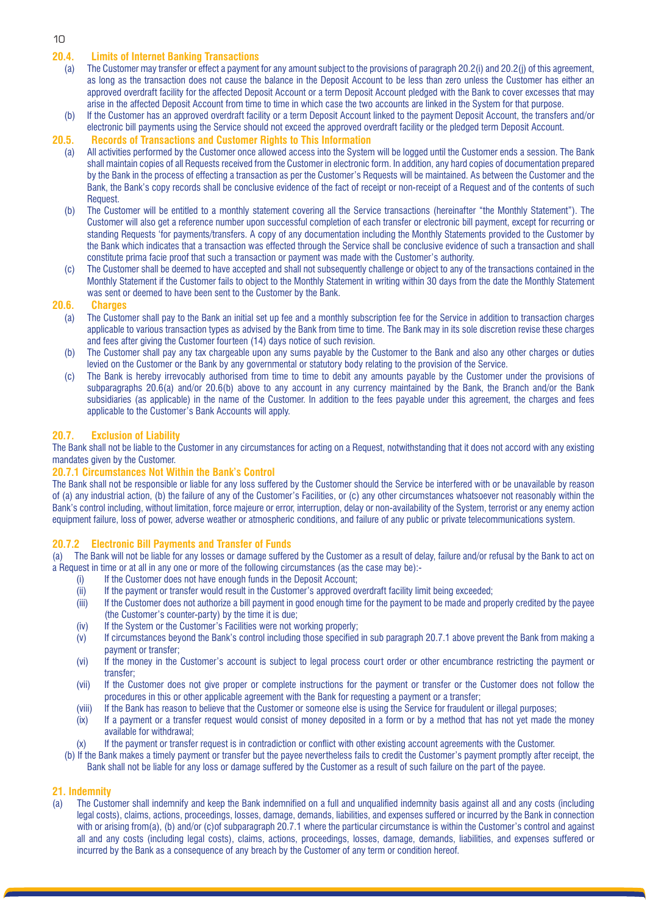### 20.4. Limits of Internet Banking Transactions

(a) The Customer may transfer or effect a payment for any amount subject to the provisions of paragraph 20.2(i) and 20.2(j) of this agreement, as long as the transaction does not cause the balance in the Deposit Account to be less than zero unless the Customer has either an approved overdraft facility for the affected Deposit Account or a term Deposit Account pledged with the Bank to cover excesses that may arise in the affected Deposit Account from time to time in which case the two accounts are linked in the System for that purpose.

(b) If the Customer has an approved overdraft facility or a term Deposit Account linked to the payment Deposit Account, the transfers and/or electronic bill payments using the Service should not exceed the approved overdraft facility or the pledged term Deposit Account.

### 20.5. Records of Transactions and Customer Rights to This Information

(a) All activities performed by the Customer once allowed access into the System will be logged until the Customer ends a session. The Bank shall maintain copies of all Requests received from the Customer in electronic form. In addition, any hard copies of documentation prepared by the Bank in the process of effecting a transaction as per the Customer's Requests will be maintained. As between the Customer and the Bank, the Bank's copy records shall be conclusive evidence of the fact of receipt or non-receipt of a Request and of the contents of such Request.

(b) The Customer will be entitled to a monthly statement covering all the Service transactions (hereinafter "the Monthly Statement"). The Customer will also get a reference number upon successful completion of each transfer or electronic bill payment, except for recurring or standing Requests 'for payments/transfers. A copy of any documentation including the Monthly Statements provided to the Customer by the Bank which indicates that a transaction was effected through the Service shall be conclusive evidence of such a transaction and shall constitute prima facie proof that such a transaction or payment was made with the Customer's authority.

(c) The Customer shall be deemed to have accepted and shall not subsequently challenge or object to any of the transactions contained in the Monthly Statement if the Customer fails to object to the Monthly Statement in writing within 30 days from the date the Monthly Statement was sent or deemed to have been sent to the Customer by the Bank.

### 20.6. Charges

(a) The Customer shall pay to the Bank an initial set up fee and a monthly subscription fee for the Service in addition to transaction charges applicable to various transaction types as advised by the Bank from time to time. The Bank may in its sole discretion revise these charges and fees after giving the Customer fourteen (14) days notice of such revision.

(b) The Customer shall pay any tax chargeable upon any sums payable by the Customer to the Bank and also any other charges or duties levied on the Customer or the Bank by any governmental or statutory body relating to the provision of the Service.

(c) The Bank is hereby irrevocably authorised from time to time to debit any amounts payable by the Customer under the provisions of subparagraphs 20.6(a) and/or 20.6(b) above to any account in any currency maintained by the Bank, the Branch and/or the Bank subsidiaries (as applicable) in the name of the Customer. In addition to the fees payable under this agreement, the charges and fees applicable to the Customer's Bank Accounts will apply.

### 20.7. Exclusion of Liability

The Bank shall not be liable to the Customer in any circumstances for acting on a Request, notwithstanding that it does not accord with any existing mandates given by the Customer.

#### 20.7.1 Circumstances Not Within the Bank's Control

The Bank shall not be responsible or liable for any loss suffered by the Customer should the Service be interfered with or be unavailable by reason of (a) any industrial action, (b) the failure of any of the Customer's Facilities, or (c) any other circumstances whatsoever not reasonably within the Bank's control including, without limitation, force majeure or error, interruption, delay or non-availability of the System, terrorist or any enemy action equipment failure, loss of power, adverse weather or atmospheric conditions, and failure of any public or private telecommunications system.

#### 20.7.2 Electronic Bill Payments and Transfer of Funds

(a) The Bank will not be liable for any losses or damage suffered by the Customer as a result of delay, failure and/or refusal by the Bank to act on a Request in time or at all in any one or more of the following circumstances (as the case may be):-

(i) If the Customer does not have enough funds in the Deposit Account;

(ii) If the payment or transfer would result in the Customer's approved overdraft facility limit being exceeded;

(iii) If the Customer does not authorize a bill payment in good enough time for the payment to be made and properly credited by the payee (the Customer's counter-party) by the time it is due;

(iv) If the System or the Customer's Facilities were not working properly;

(v) If circumstances beyond the Bank's control including those specified in sub paragraph 20.7.1 above prevent the Bank from making a payment or transfer;

(vi) If the money in the Customer's account is subject to legal process court order or other encumbrance restricting the payment or transfer;

(vii) If the Customer does not give proper or complete instructions for the payment or transfer or the Customer does not follow the procedures in this or other applicable agreement with the Bank for requesting a payment or a transfer;

(viii) If the Bank has reason to believe that the Customer or someone else is using the Service for fraudulent or illegal purposes;

(ix) If a payment or a transfer request would consist of money deposited in a form or by a method that has not yet made the money available for withdrawal;

(x) If the payment or transfer request is in contradiction or conflict with other existing account agreements with the Customer.

(b) If the Bank makes a timely payment or transfer but the payee nevertheless fails to credit the Customer's payment promptly after receipt, the Bank shall not be liable for any loss or damage suffered by the Customer as a result of such failure on the part of the payee.

## 21. Indemnity

(a) The Customer shall indemnify and keep the Bank indemnified on a full and unqualified indemnity basis against all and any costs (including legal costs), claims, actions, proceedings, losses, damage, demands, liabilities, and expenses suffered or incurred by the Bank in connection with or arising from(a), (b) and/or (c)of subparagraph 20.7.1 where the particular circumstance is within the Customer's control and against all and any costs (including legal costs), claims, actions, proceedings, losses, damage, demands, liabilities, and expenses suffered or incurred by the Bank as a consequence of any breach by the Customer of any term or condition hereof.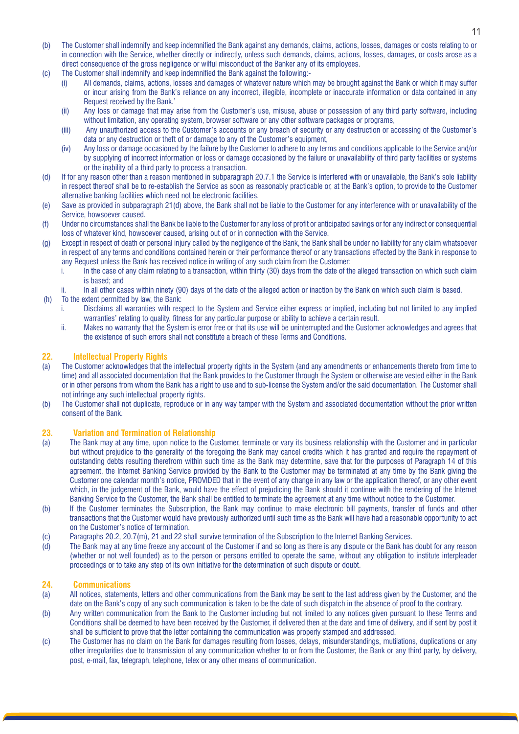(b) The Customer shall indemnify and keep indemnified the Bank against any demands, claims, actions, losses, damages or costs relating to or in connection with the Service, whether directly or indirectly, unless such demands, claims, actions, losses, damages, or costs arose as a direct consequence of the gross negligence or wilful misconduct of the Banker any of its employees.

(c) The Customer shall indemnify and keep indemnified the Bank against the following:-

   (i) All demands, claims, actions, losses and damages of whatever nature which may be brought against the Bank or which it may suffer or incur arising from the Bank's reliance on any incorrect, illegible, incomplete or inaccurate information or data contained in any Request received by the Bank.'

   (ii) Any loss or damage that may arise from the Customer's use, misuse, abuse or possession of any third party software, including without limitation, any operating system, browser software or any other software packages or programs,

   (iii) Any unauthorized access to the Customer's accounts or any breach of security or any destruction or accessing of the Customer's data or any destruction or theft of or damage to any of the Customer's equipment,

   (iv) Any loss or damage occasioned by the failure by the Customer to adhere to any terms and conditions applicable to the Service and/or by supplying of incorrect information or loss or damage occasioned by the failure or unavailability of third party facilities or systems or the inability of a third party to process a transaction.

(d) If for any reason other than a reason mentioned in subparagraph 20.7.1 the Service is interfered with or unavailable, the Bank's sole liability in respect thereof shall be to re-establish the Service as soon as reasonably practicable or, at the Bank's option, to provide to the Customer alternative banking facilities which need not be electronic facilities.

(e) Save as provided in subparagraph 21(d) above, the Bank shall not be liable to the Customer for any interference with or unavailability of the Service, howsoever caused.

(f) Under no circumstances shall the Bank be liable to the Customer for any loss of profit or anticipated savings or for any indirect or consequential loss of whatever kind, howsoever caused, arising out of or in connection with the Service.

(g) Except in respect of death or personal injury called by the negligence of the Bank, the Bank shall be under no liability for any claim whatsoever in respect of any terms and conditions contained herein or their performance thereof or any transactions effected by the Bank in response to any Request unless the Bank has received notice in writing of any such claim from the Customer:

   i. In the case of any claim relating to a transaction, within thirty (30) days from the date of the alleged transaction on which such claim is based; and

   ii. In all other cases within ninety (90) days of the date of the alleged action or inaction by the Bank on which such claim is based.

(h) To the extent permitted by law, the Bank:

   i. Disclaims all warranties with respect to the System and Service either express or implied, including but not limited to any implied warranties' relating to quality, fitness for any particular purpose or ability to achieve a certain result.

   ii. Makes no warranty that the System is error free or that its use will be uninterrupted and the Customer acknowledges and agrees that the existence of such errors shall not constitute a breach of these Terms and Conditions.

## 22. Intellectual Property Rights

(a) The Customer acknowledges that the intellectual property rights in the System (and any amendments or enhancements thereto from time to time) and all associated documentation that the Bank provides to the Customer through the System or otherwise are vested either in the Bank or in other persons from whom the Bank has a right to use and to sub-license the System and/or the said documentation. The Customer shall not infringe any such intellectual property rights.

(b) The Customer shall not duplicate, reproduce or in any way tamper with the System and associated documentation without the prior written consent of the Bank.

## 23. Variation and Termination of Relationship

(a) The Bank may at any time, upon notice to the Customer, terminate or vary its business relationship with the Customer and in particular but without prejudice to the generality of the foregoing the Bank may cancel credits which it has granted and require the repayment of outstanding debts resulting therefrom within such time as the Bank may determine, save that for the purposes of Paragraph 14 of this agreement, the Internet Banking Service provided by the Bank to the Customer may be terminated at any time by the Bank giving the Customer one calendar month's notice, PROVIDED that in the event of any change in any law or the application thereof, or any other event which, in the judgement of the Bank, would have the effect of prejudicing the Bank should it continue with the rendering of the Internet Banking Service to the Customer, the Bank shall be entitled to terminate the agreement at any time without notice to the Customer.

(b) If the Customer terminates the Subscription, the Bank may continue to make electronic bill payments, transfer of funds and other transactions that the Customer would have previously authorized until such time as the Bank will have had a reasonable opportunity to act on the Customer's notice of termination.

(c) Paragraphs 20.2, 20.7(m), 21 and 22 shall survive termination of the Subscription to the Internet Banking Services.

(d) The Bank may at any time freeze any account of the Customer if and so long as there is any dispute or the Bank has doubt for any reason (whether or not well founded) as to the person or persons entitled to operate the same, without any obligation to institute interpleader proceedings or to take any step of its own initiative for the determination of such dispute or doubt.

## 24. Communications

(a) All notices, statements, letters and other communications from the Bank may be sent to the last address given by the Customer, and the date on the Bank's copy of any such communication is taken to be the date of such dispatch in the absence of proof to the contrary.

(b) Any written communication from the Bank to the Customer including but not limited to any notices given pursuant to these Terms and Conditions shall be deemed to have been received by the Customer, if delivered then at the date and time of delivery, and if sent by post it shall be sufficient to prove that the letter containing the communication was properly stamped and addressed.

(c) The Customer has no claim on the Bank for damages resulting from losses, delays, misunderstandings, mutilations, duplications or any other irregularities due to transmission of any communication whether to or from the Customer, the Bank or any third party, by delivery, post, e-mail, fax, telegraph, telephone, telex or any other means of communication.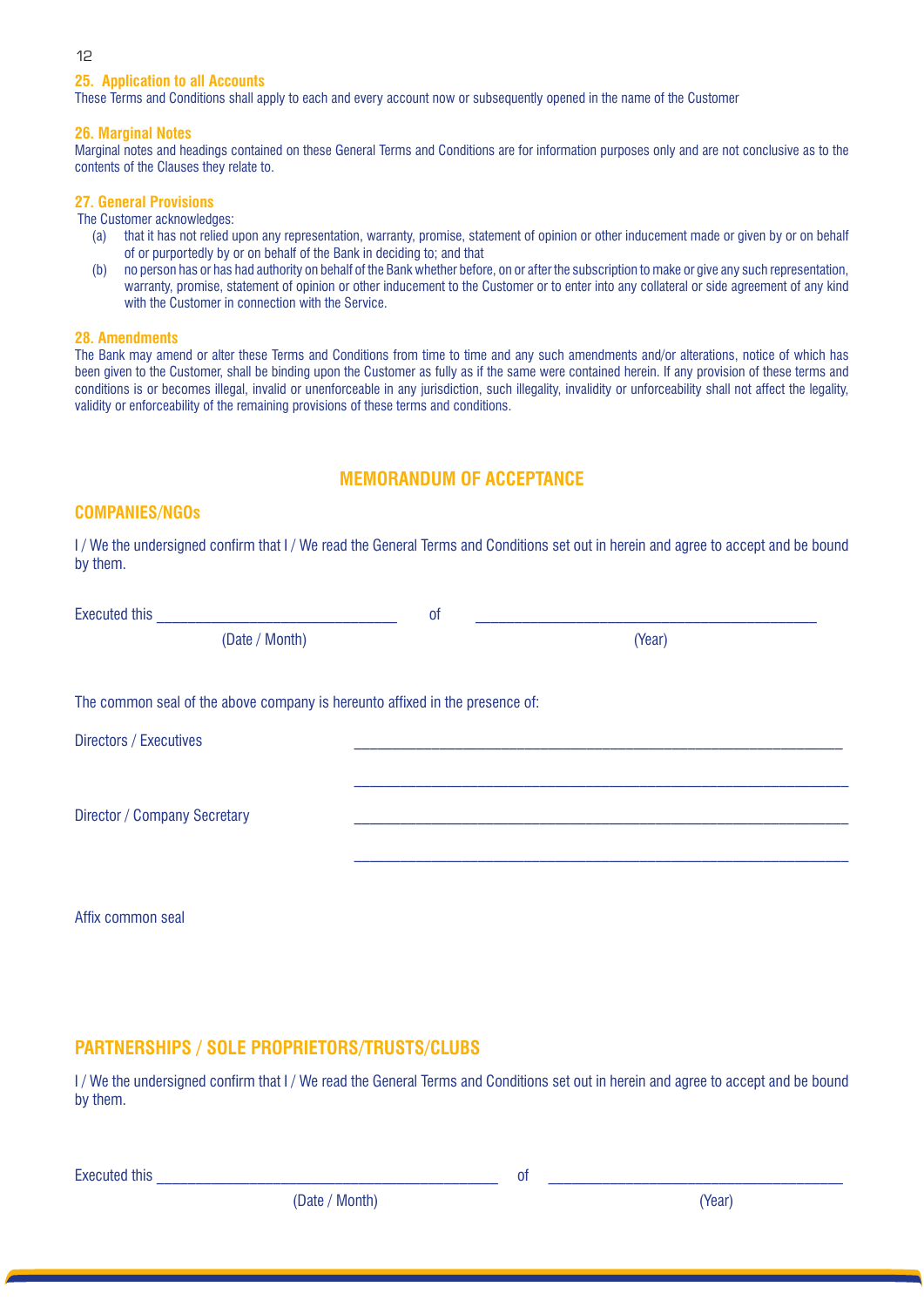### 25. Application to all Accounts

These Terms and Conditions shall apply to each and every account now or subsequently opened in the name of the Customer

### 26. Marginal Notes

Marginal notes and headings contained on these General Terms and Conditions are for information purposes only and are not conclusive as to the contents of the Clauses they relate to.

### 27. General Provisions

The Customer acknowledges:

(a) that it has not relied upon any representation, warranty, promise, statement of opinion or other inducement made or given by or on behalf of or purportedly by or on behalf of the Bank in deciding to; and that

(b) no person has or has had authority on behalf of the Bank whether before, on or after the subscription to make or give any such representation, warranty, promise, statement of opinion or other inducement to the Customer or to enter into any collateral or side agreement of any kind with the Customer in connection with the Service.

### 28. Amendments

The Bank may amend or alter these Terms and Conditions from time to time and any such amendments and/or alterations, notice of which has been given to the Customer, shall be binding upon the Customer as fully as if the same were contained herein. If any provision of these terms and conditions is or becomes illegal, invalid or unenforceable in any jurisdiction, such illegality, invalidity or unforceability shall not affect the legality, validity or enforceability of the remaining provisions of these terms and conditions.

## MEMORANDUM OF ACCEPTANCE

### COMPANIES/NGOs

I / We the undersigned confirm that I / We read the General Terms and Conditions set out in herein and agree to accept and be bound by them.

Executed this ______________________________ of ____________________________________________

(Date / Month) (Year)

The common seal of the above company is hereunto affixed in the presence of:

Directors / Executives ______________________________________________________________

______________________________________________________________

Director / Company Secretary ______________________________________________________________

______________________________________________________________

Affix common seal

### PARTNERSHIPS / SOLE PROPRIETORS/TRUSTS/CLUBS

I / We the undersigned confirm that I / We read the General Terms and Conditions set out in herein and agree to accept and be bound by them.

Executed this ____________________________________________ of ______________________________________

(Date / Month) (Year)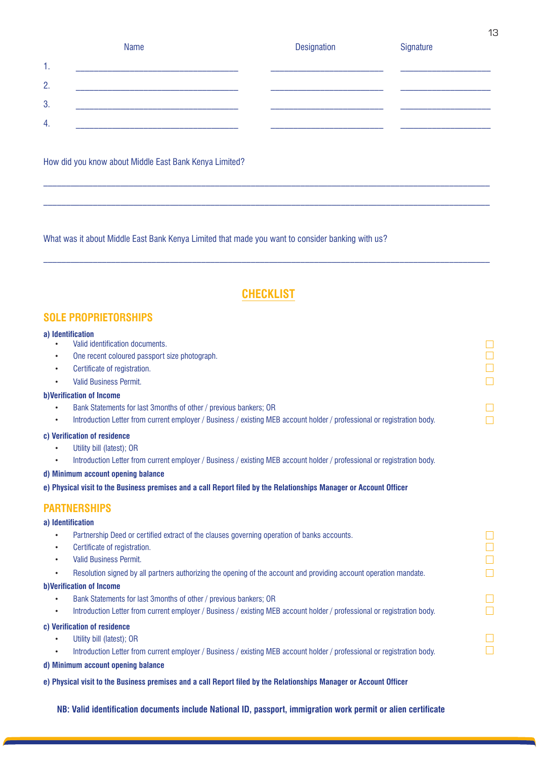| | Name | Designation | Signature |
|---|---|---|---|
| 1. | ______________________________ | ____________________ | ________________ |
| 2. | ______________________________ | ____________________ | ________________ |
| 3. | ______________________________ | ____________________ | ________________ |
| 4. | ______________________________ | ____________________ | ________________ |

How did you know about Middle East Bank Kenya Limited?

________________________________________________________________________________

________________________________________________________________________________

What was it about Middle East Bank Kenya Limited that made you want to consider banking with us?

________________________________________________________________________________

# CHECKLIST

## SOLE PROPRIETORSHIPS

**a) Identification**

- Valid identification documents. ☐
- One recent coloured passport size photograph. ☐
- Certificate of registration. ☐
- Valid Business Permit. ☐

**b)Verification of Income**

- Bank Statements for last 3months of other / previous bankers; OR ☐
- Introduction Letter from current employer / Business / existing MEB account holder / professional or registration body. ☐

**c) Verification of residence**

- Utility bill (latest); OR
- Introduction Letter from current employer / Business / existing MEB account holder / professional or registration body.

**d) Minimum account opening balance**

**e) Physical visit to the Business premises and a call Report filed by the Relationships Manager or Account Officer**

## PARTNERSHIPS

**a) Identification**

- Partnership Deed or certified extract of the clauses governing operation of banks accounts. ☐
- Certificate of registration. ☐
- Valid Business Permit. ☐
- Resolution signed by all partners authorizing the opening of the account and providing account operation mandate. ☐

**b)Verification of Income**

- Bank Statements for last 3months of other / previous bankers; OR ☐
- Introduction Letter from current employer / Business / existing MEB account holder / professional or registration body. ☐

**c) Verification of residence**

- Utility bill (latest); OR ☐
- Introduction Letter from current employer / Business / existing MEB account holder / professional or registration body. ☐

**d) Minimum account opening balance**

**e) Physical visit to the Business premises and a call Report filed by the Relationships Manager or Account Officer**

**NB: Valid identification documents include National ID, passport, immigration work permit or alien certificate**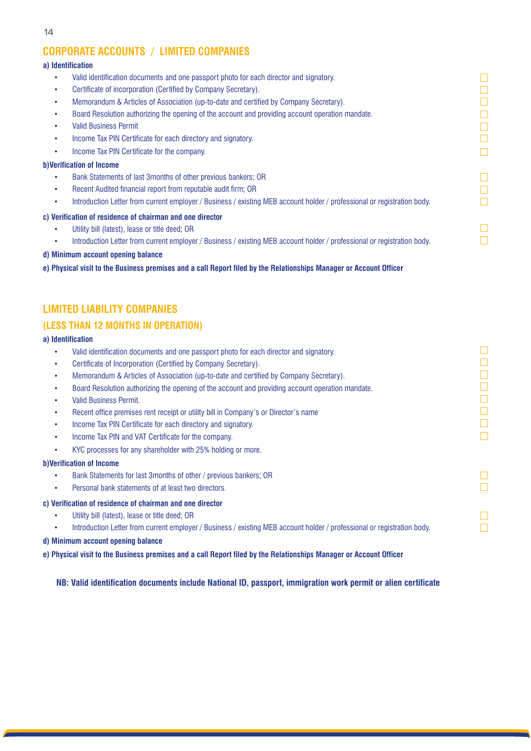## CORPORATE ACCOUNTS / LIMITED COMPANIES

**a) Identification**

- Valid identification documents and one passport photo for each director and signatory.
- Certificate of incorporation (Certified by Company Secretary).
- Memorandum & Articles of Association (up-to-date and certified by Company Secretary).
- Board Resolution authorizing the opening of the account and providing account operation mandate.
- Valid Business Permit
- Income Tax PIN Certificate for each directory and signatory.
- Income Tax PIN Certificate for the company.

**b)Verification of Income**

- Bank Statements of last 3months of other previous bankers; OR
- Recent Audited financial report from reputable audit firm; OR
- Introduction Letter from current employer / Business / existing MEB account holder / professional or registration body.

**c) Verification of residence of chairman and one director**

- Utility bill (latest), lease or title deed; OR
- Introduction Letter from current employer / Business / existing MEB account holder / professional or registration body.

**d) Minimum account opening balance**

**e) Physical visit to the Business premises and a call Report filed by the Relationships Manager or Account Officer**

## LIMITED LIABILITY COMPANIES

## (LESS THAN 12 MONTHS IN OPERATION)

**a) Identification**

- Valid identification documents and one passport photo for each director and signatory.
- Certificate of Incorporation (Certified by Company Secretary).
- Memorandum & Articles of Association (up-to-date and certified by Company Secretary).
- Board Resolution authorizing the opening of the account and providing account operation mandate.
- Valid Business Permit.
- Recent office premises rent receipt or utility bill in Company's or Director's name
- Income Tax PIN Certificate for each directory and signatory.
- Income Tax PIN and VAT Certificate for the company.
- KYC processes for any shareholder with 25% holding or more.

**b)Verification of Income**

- Bank Statements for last 3months of other / previous bankers; OR
- Personal bank statements of at least two directors.

**c) Verification of residence of chairman and one director**

- Utility bill (latest), lease or title deed; OR
- Introduction Letter from current employer / Business / existing MEB account holder / professional or registration body.

**d) Minimum account opening balance**

**e) Physical visit to the Business premises and a call Report filed by the Relationships Manager or Account Officer**

**NB: Valid identification documents include National ID, passport, immigration work permit or alien certificate**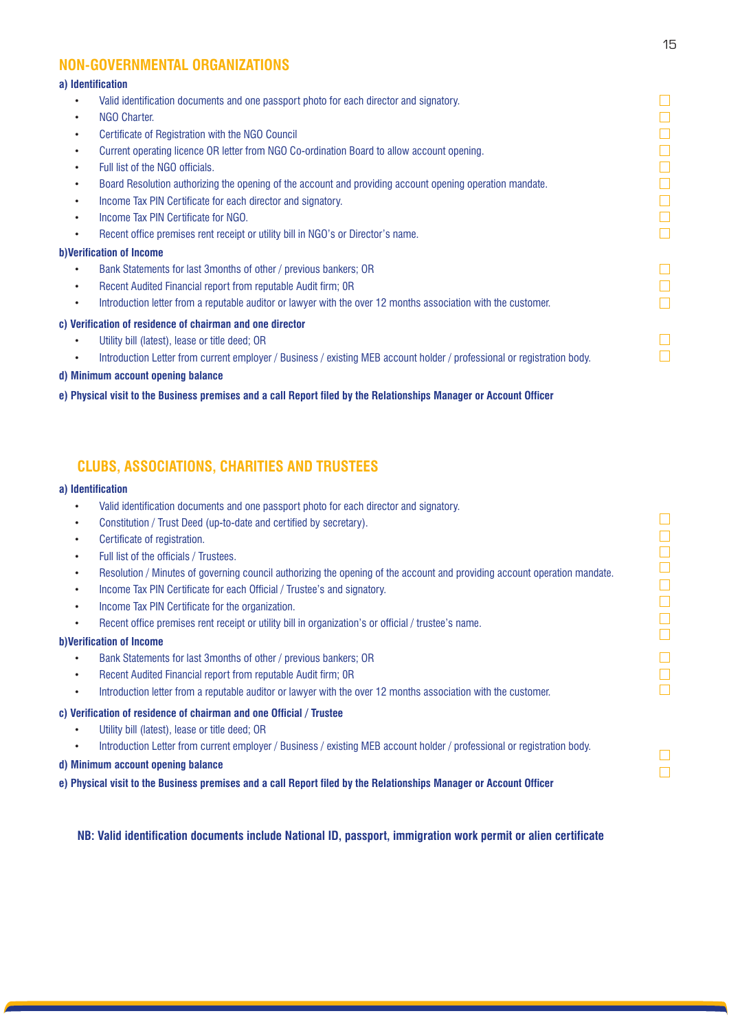## NON-GOVERNMENTAL ORGANIZATIONS

**a) Identification**

- Valid identification documents and one passport photo for each director and signatory.
- NGO Charter.
- Certificate of Registration with the NGO Council
- Current operating licence OR letter from NGO Co-ordination Board to allow account opening.
- Full list of the NGO officials.
- Board Resolution authorizing the opening of the account and providing account opening operation mandate.
- Income Tax PIN Certificate for each director and signatory.
- Income Tax PIN Certificate for NGO.
- Recent office premises rent receipt or utility bill in NGO's or Director's name.

**b)Verification of Income**

- Bank Statements for last 3months of other / previous bankers; OR
- Recent Audited Financial report from reputable Audit firm; OR
- Introduction letter from a reputable auditor or lawyer with the over 12 months association with the customer.

**c) Verification of residence of chairman and one director**

- Utility bill (latest), lease or title deed; OR
- Introduction Letter from current employer / Business / existing MEB account holder / professional or registration body.

**d) Minimum account opening balance**

**e) Physical visit to the Business premises and a call Report filed by the Relationships Manager or Account Officer**

## CLUBS, ASSOCIATIONS, CHARITIES AND TRUSTEES

**a) Identification**

- Valid identification documents and one passport photo for each director and signatory.
- Constitution / Trust Deed (up-to-date and certified by secretary).
- Certificate of registration.
- Full list of the officials / Trustees.
- Resolution / Minutes of governing council authorizing the opening of the account and providing account operation mandate.
- Income Tax PIN Certificate for each Official / Trustee's and signatory.
- Income Tax PIN Certificate for the organization.
- Recent office premises rent receipt or utility bill in organization's or official / trustee's name.

**b)Verification of Income**

- Bank Statements for last 3months of other / previous bankers; OR
- Recent Audited Financial report from reputable Audit firm; OR
- Introduction letter from a reputable auditor or lawyer with the over 12 months association with the customer.

**c) Verification of residence of chairman and one Official / Trustee**

- Utility bill (latest), lease or title deed; OR
- Introduction Letter from current employer / Business / existing MEB account holder / professional or registration body.

**d) Minimum account opening balance**

**e) Physical visit to the Business premises and a call Report filed by the Relationships Manager or Account Officer**

**NB: Valid identification documents include National ID, passport, immigration work permit or alien certificate**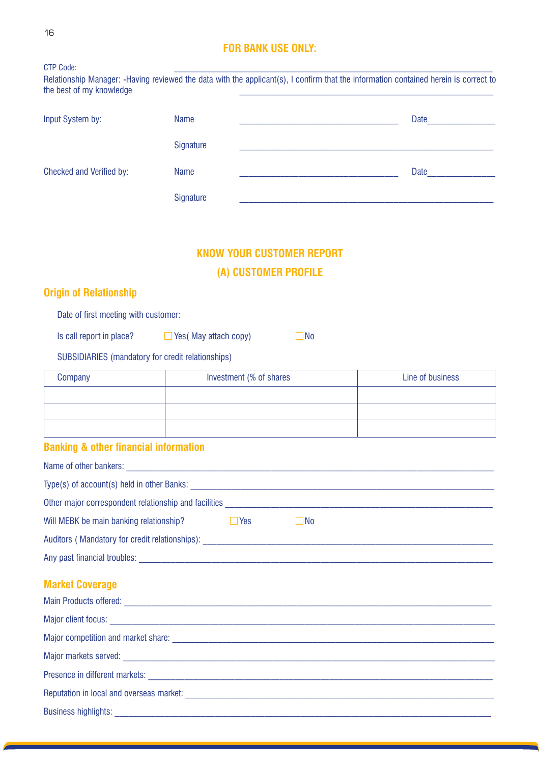## FOR BANK USE ONLY:

CTP Code: ____________________________________________________________________

Relationship Manager: -Having reviewed the data with the applicant(s), I confirm that the information contained herein is correct to the best of my knowledge ______________________________________________________

Input System by: Name ____________________________________ Date_______________

Signature ______________________________________________________

Checked and Verified by: Name ____________________________________ Date_______________

Signature ______________________________________________________

## KNOW YOUR CUSTOMER REPORT

## (A) CUSTOMER PROFILE

### Origin of Relationship

Date of first meeting with customer:

Is call report in place? ☐ Yes( May attach copy) ☐ No

SUBSIDIARIES (mandatory for credit relationships)

| Company | Investment (% of shares | Line of business |
|---|---|---|
| | | |
| | | |
| | | |

### Banking & other financial information

Name of other bankers: ______________________________________________________________________

Type(s) of account(s) held in other Banks: ____________________________________________________

Other major correspondent relationship and facilities ___________________________________________

Will MEBK be main banking relationship? ☐ Yes ☐ No

Auditors ( Mandatory for credit relationships): _________________________________________________

Any past financial troubles: ______________________________________________________________

### Market Coverage

Main Products offered: _________________________________________________________________

Major client focus: ____________________________________________________________________

Major competition and market share: _____________________________________________________

Major markets served: _________________________________________________________________

Presence in different markets: ___________________________________________________________

Reputation in local and overseas market: __________________________________________________

Business highlights: ___________________________________________________________________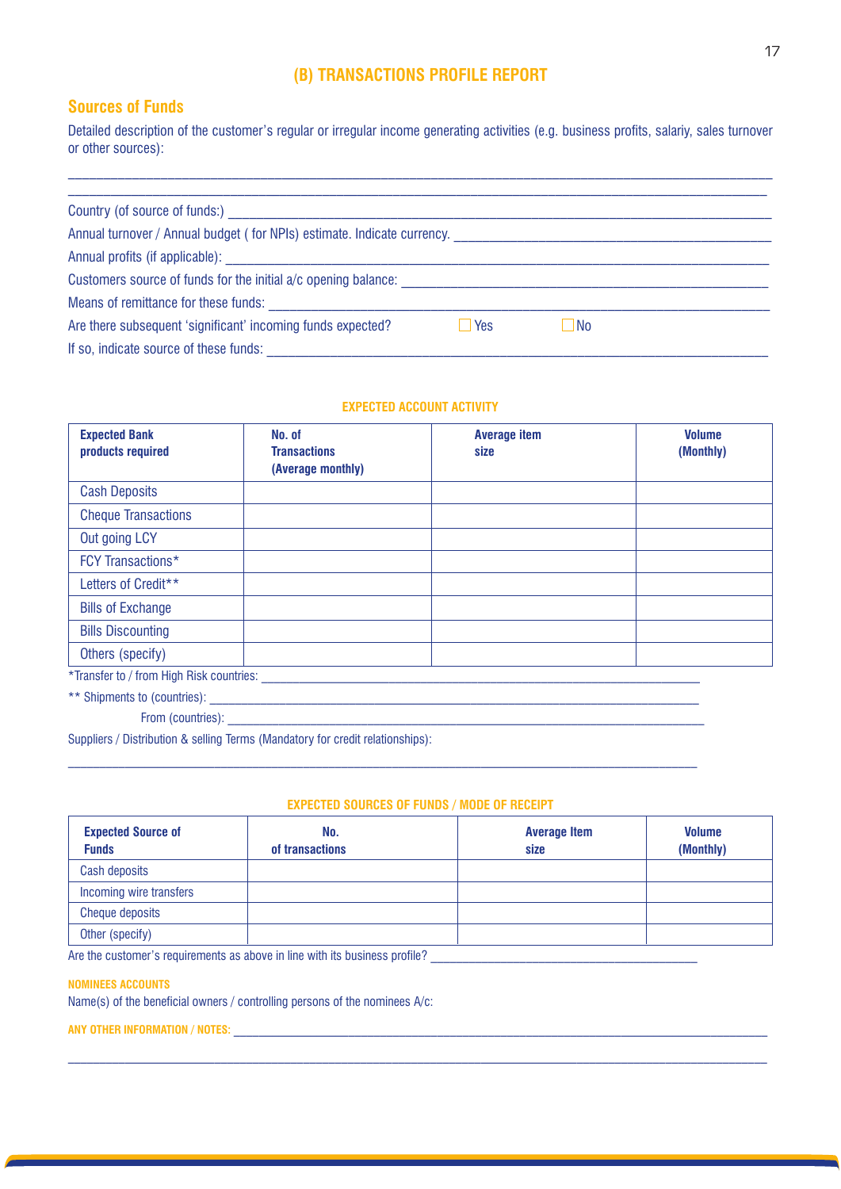## (B) TRANSACTIONS PROFILE REPORT

### Sources of Funds

Detailed description of the customer's regular or irregular income generating activities (e.g. business profits, salariy, sales turnover or other sources):

_______________________________________________________________________________________________

_______________________________________________________________________________________________

Country (of source of funds:) ____________________________________________________________________

Annual turnover / Annual budget ( for NPIs) estimate. Indicate currency. ___________________________________

Annual profits (if applicable): ____________________________________________________________________

Customers source of funds for the initial a/c opening balance: _____________________________________________

Means of remittance for these funds: _____________________________________________________________

Are there subsequent 'significant' incoming funds expected? ☐ Yes ☐ No

If so, indicate source of these funds: ______________________________________________________________

#### EXPECTED ACCOUNT ACTIVITY

| Expected Bank products required | No. of Transactions (Average monthly) | Average item size | Volume (Monthly) |
|---|---|---|---|
| Cash Deposits | | | |
| Cheque Transactions | | | |
| Out going LCY | | | |
| FCY Transactions* | | | |
| Letters of Credit** | | | |
| Bills of Exchange | | | |
| Bills Discounting | | | |
| Others (specify) | | | |

*Transfer to / from High Risk countries: _______________________________________________________________

** Shipments to (countries): _________________________________________________________________________

From (countries): ________________________________________________________________________

Suppliers / Distribution & selling Terms (Mandatory for credit relationships):

_______________________________________________________________________________________________

#### EXPECTED SOURCES OF FUNDS / MODE OF RECEIPT

| Expected Source of Funds | No. of transactions | Average Item size | Volume (Monthly) |
|---|---|---|---|
| Cash deposits | | | |
| Incoming wire transfers | | | |
| Cheque deposits | | | |
| Other (specify) | | | |

Are the customer's requirements as above in line with its business profile? _________________________________________

**NOMINEES ACCOUNTS**

Name(s) of the beneficial owners / controlling persons of the nominees A/c:

**ANY OTHER INFORMATION / NOTES:** ______________________________________________________________________

_______________________________________________________________________________________________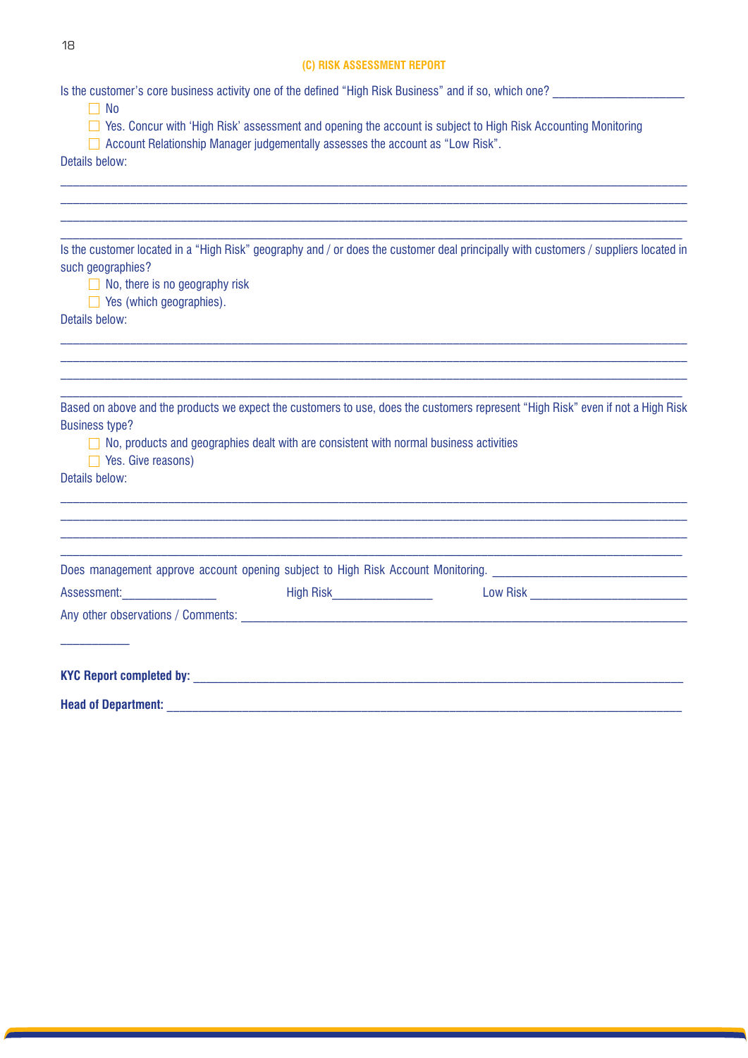## (C) RISK ASSESSMENT REPORT

Is the customer's core business activity one of the defined "High Risk Business" and if so, which one? ____________________

- ☐ No
- ☐ Yes. Concur with 'High Risk' assessment and opening the account is subject to High Risk Accounting Monitoring
- ☐ Account Relationship Manager judgementally assesses the account as "Low Risk".

Details below:

________________________________________________________________________________________________

________________________________________________________________________________________________

________________________________________________________________________________________________

________________________________________________________________________________________________

Is the customer located in a "High Risk" geography and / or does the customer deal principally with customers / suppliers located in such geographies?

- ☐ No, there is no geography risk
- ☐ Yes (which geographies).

Details below:

________________________________________________________________________________________________

________________________________________________________________________________________________

________________________________________________________________________________________________

________________________________________________________________________________________________

Based on above and the products we expect the customers to use, does the customers represent "High Risk" even if not a High Risk Business type?

- ☐ No, products and geographies dealt with are consistent with normal business activities
- ☐ Yes. Give reasons)

Details below:

________________________________________________________________________________________________

________________________________________________________________________________________________

________________________________________________________________________________________________

________________________________________________________________________________________________

Does management approve account opening subject to High Risk Account Monitoring. ______________________________

Assessment:_______________ High Risk________________ Low Risk _________________________

Any other observations / Comments: ________________________________________________________________________

___________

**KYC Report completed by:** ________________________________________________________________________________

**Head of Department:** ____________________________________________________________________________________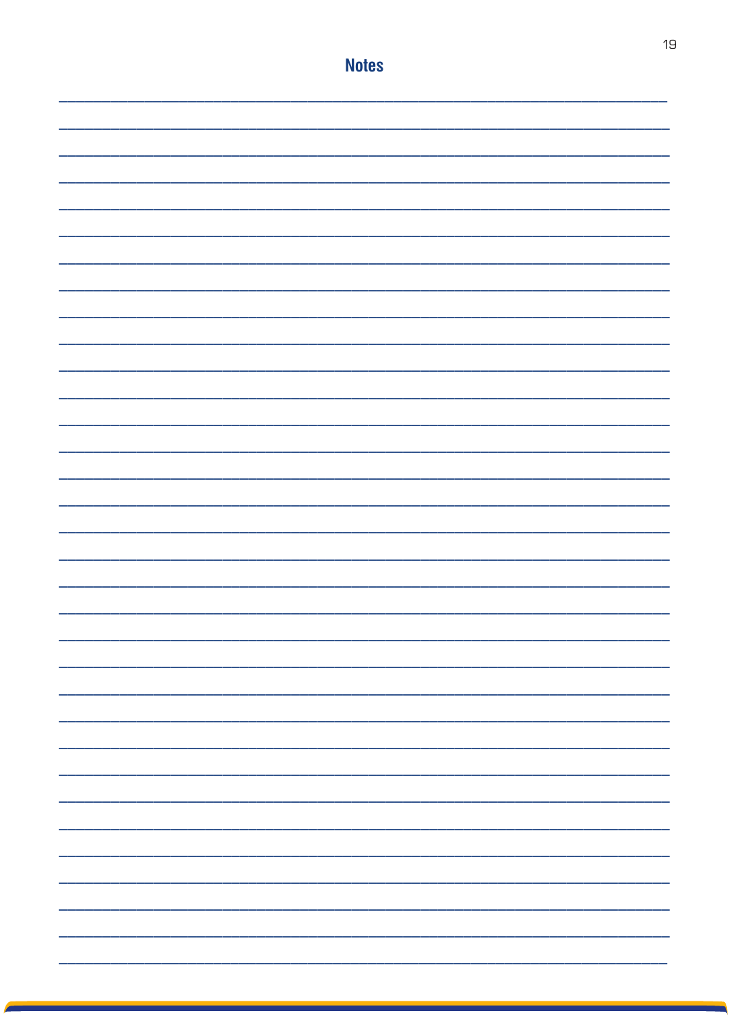# Notes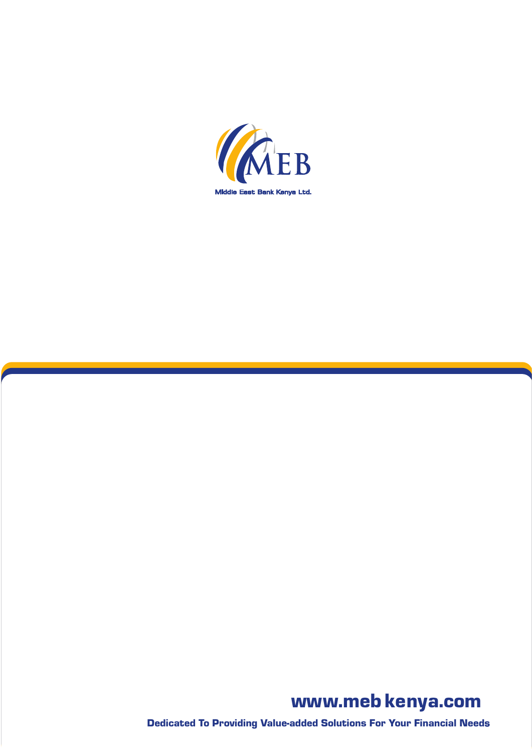MEB

Middle East Bank Kenya Ltd.

www.meb kenya.com

Dedicated To Providing Value-added Solutions For Your Financial Needs